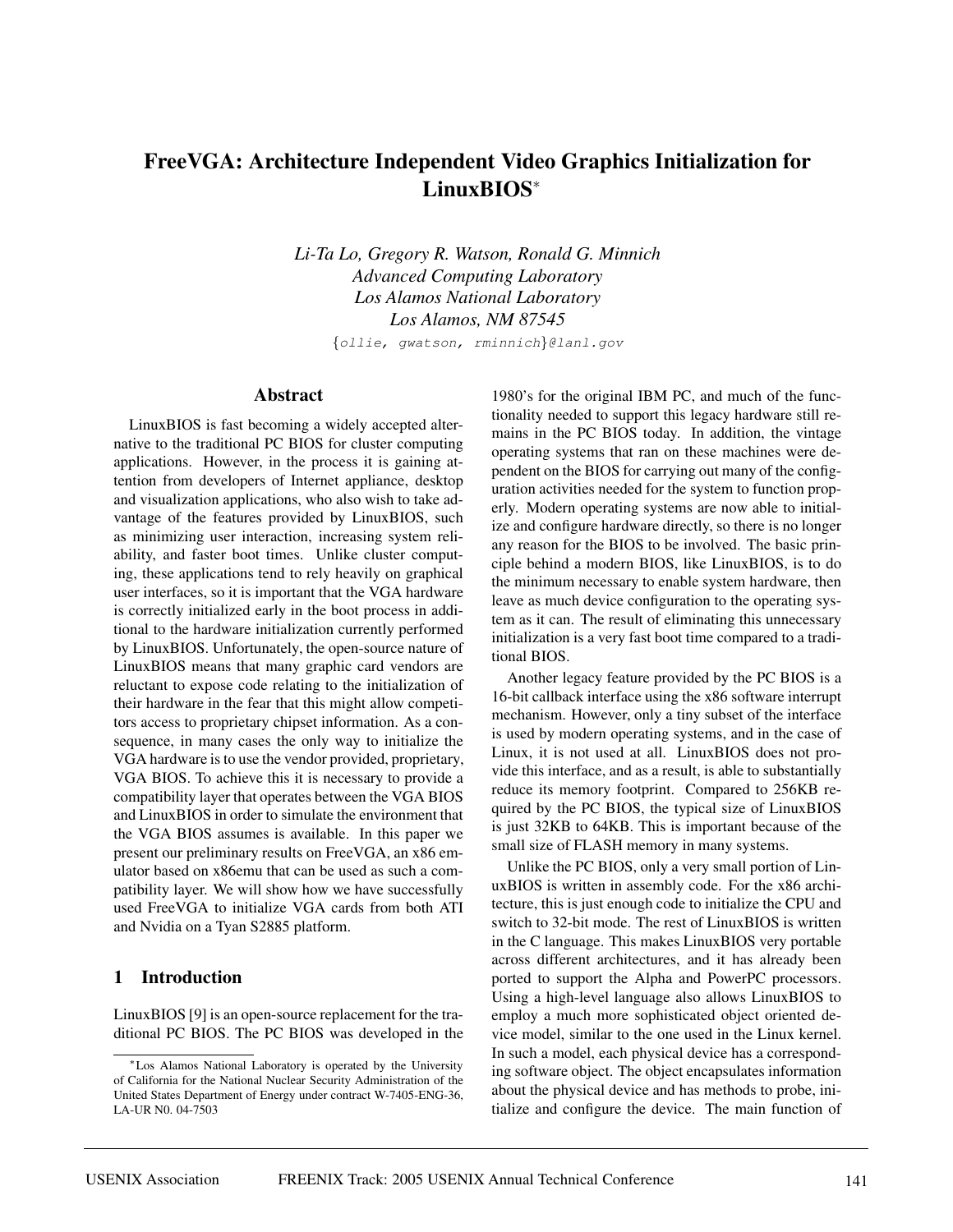# FreeVGA: Architecture Independent Video Graphics Initialization for LinuxBIOS*

*Li-Ta Lo, Gregory R. Watson, Ronald G. Minnich*
*Advanced Computing Laboratory*
*Los Alamos National Laboratory*
*Los Alamos, NM 87545*
{*ollie, gwatson, rminnich*}*@lanl.gov*

## Abstract

LinuxBIOS is fast becoming a widely accepted alternative to the traditional PC BIOS for cluster computing applications. However, in the process it is gaining attention from developers of Internet appliance, desktop and visualization applications, who also wish to take advantage of the features provided by LinuxBIOS, such as minimizing user interaction, increasing system reliability, and faster boot times. Unlike cluster computing, these applications tend to rely heavily on graphical user interfaces, so it is important that the VGA hardware is correctly initialized early in the boot process in additional to the hardware initialization currently performed by LinuxBIOS. Unfortunately, the open-source nature of LinuxBIOS means that many graphic card vendors are reluctant to expose code relating to the initialization of their hardware in the fear that this might allow competitors access to proprietary chipset information. As a consequence, in many cases the only way to initialize the VGA hardware is to use the vendor provided, proprietary, VGA BIOS. To achieve this it is necessary to provide a compatibility layer that operates between the VGA BIOS and LinuxBIOS in order to simulate the environment that the VGA BIOS assumes is available. In this paper we present our preliminary results on FreeVGA, an x86 emulator based on x86emu that can be used as such a compatibility layer. We will show how we have successfully used FreeVGA to initialize VGA cards from both ATI and Nvidia on a Tyan S2885 platform.

## 1 Introduction

LinuxBIOS [9] is an open-source replacement for the traditional PC BIOS. The PC BIOS was developed in the 1980's for the original IBM PC, and much of the functionality needed to support this legacy hardware still remains in the PC BIOS today. In addition, the vintage operating systems that ran on these machines were dependent on the BIOS for carrying out many of the configuration activities needed for the system to function properly. Modern operating systems are now able to initialize and configure hardware directly, so there is no longer any reason for the BIOS to be involved. The basic principle behind a modern BIOS, like LinuxBIOS, is to do the minimum necessary to enable system hardware, then leave as much device configuration to the operating system as it can. The result of eliminating this unnecessary initialization is a very fast boot time compared to a traditional BIOS.

Another legacy feature provided by the PC BIOS is a 16-bit callback interface using the x86 software interrupt mechanism. However, only a tiny subset of the interface is used by modern operating systems, and in the case of Linux, it is not used at all. LinuxBIOS does not provide this interface, and as a result, is able to substantially reduce its memory footprint. Compared to 256KB required by the PC BIOS, the typical size of LinuxBIOS is just 32KB to 64KB. This is important because of the small size of FLASH memory in many systems.

Unlike the PC BIOS, only a very small portion of LinuxBIOS is written in assembly code. For the x86 architecture, this is just enough code to initialize the CPU and switch to 32-bit mode. The rest of LinuxBIOS is written in the C language. This makes LinuxBIOS very portable across different architectures, and it has already been ported to support the Alpha and PowerPC processors. Using a high-level language also allows LinuxBIOS to employ a much more sophisticated object oriented device model, similar to the one used in the Linux kernel. In such a model, each physical device has a corresponding software object. The object encapsulates information about the physical device and has methods to probe, initialize and configure the device. The main function of

*Los Alamos National Laboratory is operated by the University of California for the National Nuclear Security Administration of the United States Department of Energy under contract W-7405-ENG-36, LA-UR N0. 04-7503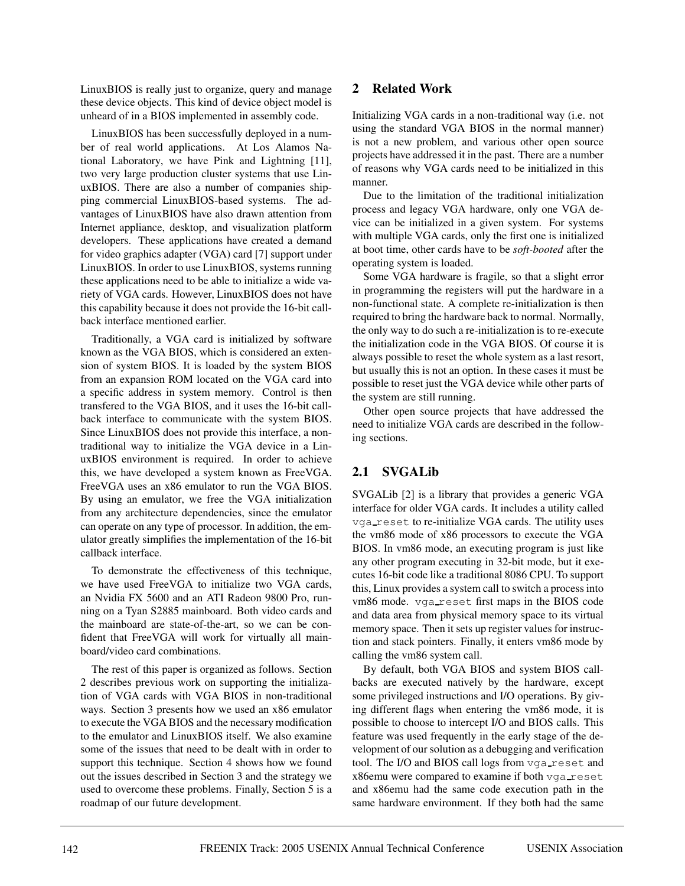LinuxBIOS is really just to organize, query and manage these device objects. This kind of device object model is unheard of in a BIOS implemented in assembly code.

LinuxBIOS has been successfully deployed in a number of real world applications. At Los Alamos National Laboratory, we have Pink and Lightning [11], two very large production cluster systems that use LinuxBIOS. There are also a number of companies shipping commercial LinuxBIOS-based systems. The advantages of LinuxBIOS have also drawn attention from Internet appliance, desktop, and visualization platform developers. These applications have created a demand for video graphics adapter (VGA) card [7] support under LinuxBIOS. In order to use LinuxBIOS, systems running these applications need to be able to initialize a wide variety of VGA cards. However, LinuxBIOS does not have this capability because it does not provide the 16-bit callback interface mentioned earlier.

Traditionally, a VGA card is initialized by software known as the VGA BIOS, which is considered an extension of system BIOS. It is loaded by the system BIOS from an expansion ROM located on the VGA card into a specific address in system memory. Control is then transfered to the VGA BIOS, and it uses the 16-bit callback interface to communicate with the system BIOS. Since LinuxBIOS does not provide this interface, a non-traditional way to initialize the VGA device in a LinuxBIOS environment is required. In order to achieve this, we have developed a system known as FreeVGA. FreeVGA uses an x86 emulator to run the VGA BIOS. By using an emulator, we free the VGA initialization from any architecture dependencies, since the emulator can operate on any type of processor. In addition, the emulator greatly simplifies the implementation of the 16-bit callback interface.

To demonstrate the effectiveness of this technique, we have used FreeVGA to initialize two VGA cards, an Nvidia FX 5600 and an ATI Radeon 9800 Pro, running on a Tyan S2885 mainboard. Both video cards and the mainboard are state-of-the-art, so we can be confident that FreeVGA will work for virtually all mainboard/video card combinations.

The rest of this paper is organized as follows. Section 2 describes previous work on supporting the initialization of VGA cards with VGA BIOS in non-traditional ways. Section 3 presents how we used an x86 emulator to execute the VGA BIOS and the necessary modification to the emulator and LinuxBIOS itself. We also examine some of the issues that need to be dealt with in order to support this technique. Section 4 shows how we found out the issues described in Section 3 and the strategy we used to overcome these problems. Finally, Section 5 is a roadmap of our future development.

## 2 Related Work

Initializing VGA cards in a non-traditional way (i.e. not using the standard VGA BIOS in the normal manner) is not a new problem, and various other open source projects have addressed it in the past. There are a number of reasons why VGA cards need to be initialized in this manner.

Due to the limitation of the traditional initialization process and legacy VGA hardware, only one VGA device can be initialized in a given system. For systems with multiple VGA cards, only the first one is initialized at boot time, other cards have to be *soft-booted* after the operating system is loaded.

Some VGA hardware is fragile, so that a slight error in programming the registers will put the hardware in a non-functional state. A complete re-initialization is then required to bring the hardware back to normal. Normally, the only way to do such a re-initialization is to re-execute the initialization code in the VGA BIOS. Of course it is always possible to reset the whole system as a last resort, but usually this is not an option. In these cases it must be possible to reset just the VGA device while other parts of the system are still running.

Other open source projects that have addressed the need to initialize VGA cards are described in the following sections.

### 2.1 SVGALib

SVGALib [2] is a library that provides a generic VGA interface for older VGA cards. It includes a utility called `vga_reset` to re-initialize VGA cards. The utility uses the vm86 mode of x86 processors to execute the VGA BIOS. In vm86 mode, an executing program is just like any other program executing in 32-bit mode, but it executes 16-bit code like a traditional 8086 CPU. To support this, Linux provides a system call to switch a process into vm86 mode. `vga_reset` first maps in the BIOS code and data area from physical memory space to its virtual memory space. Then it sets up register values for instruction and stack pointers. Finally, it enters vm86 mode by calling the vm86 system call.

By default, both VGA BIOS and system BIOS callbacks are executed natively by the hardware, except some privileged instructions and I/O operations. By giving different flags when entering the vm86 mode, it is possible to choose to intercept I/O and BIOS calls. This feature was used frequently in the early stage of the development of our solution as a debugging and verification tool. The I/O and BIOS call logs from `vga_reset` and x86emu were compared to examine if both `vga_reset` and x86emu had the same code execution path in the same hardware environment. If they both had the same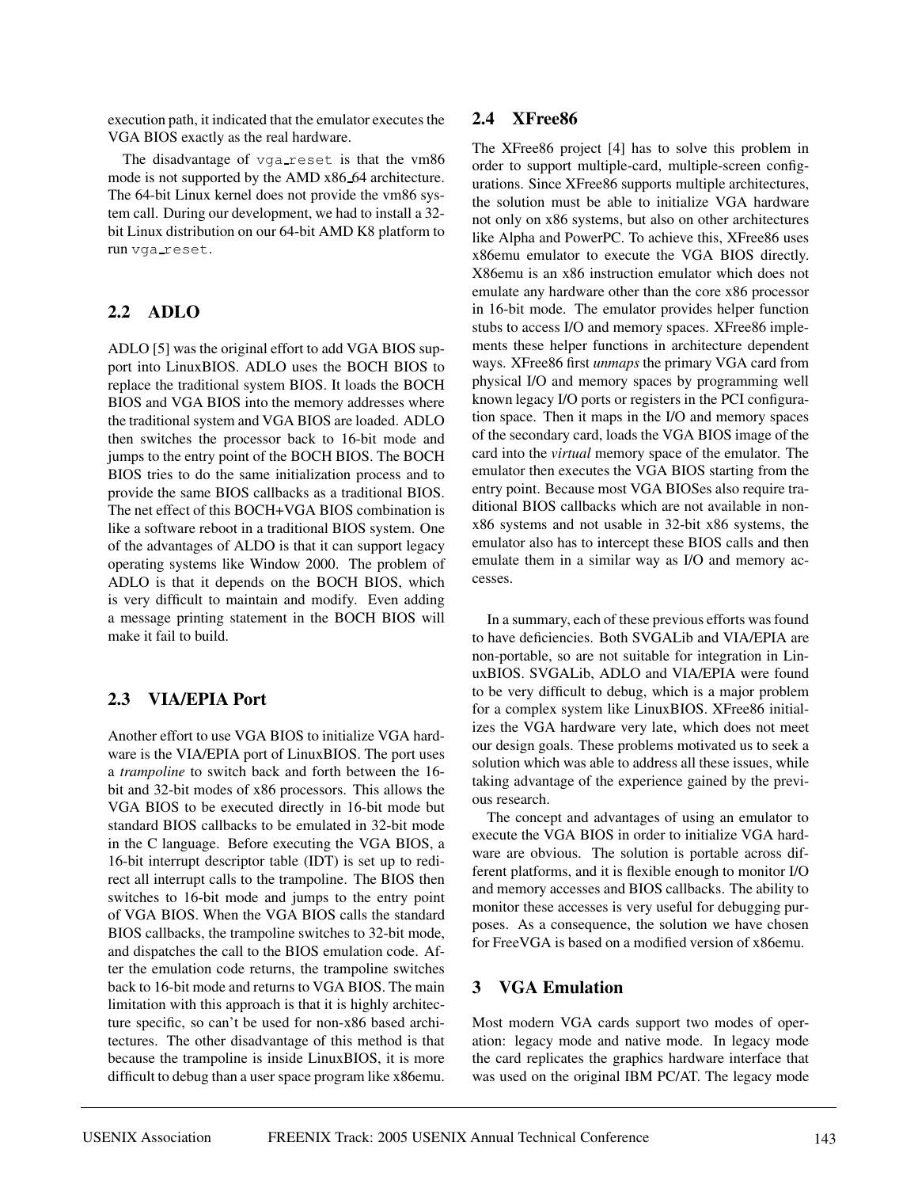execution path, it indicated that the emulator executes the VGA BIOS exactly as the real hardware.

The disadvantage of `vga_reset` is that the vm86 mode is not supported by the AMD x86_64 architecture. The 64-bit Linux kernel does not provide the vm86 system call. During our development, we had to install a 32-bit Linux distribution on our 64-bit AMD K8 platform to run `vga_reset`.

## 2.2 ADLO

ADLO [5] was the original effort to add VGA BIOS support into LinuxBIOS. ADLO uses the BOCH BIOS to replace the traditional system BIOS. It loads the BOCH BIOS and VGA BIOS into the memory addresses where the traditional system and VGA BIOS are loaded. ADLO then switches the processor back to 16-bit mode and jumps to the entry point of the BOCH BIOS. The BOCH BIOS tries to do the same initialization process and to provide the same BIOS callbacks as a traditional BIOS. The net effect of this BOCH+VGA BIOS combination is like a software reboot in a traditional BIOS system. One of the advantages of ALDO is that it can support legacy operating systems like Window 2000. The problem of ADLO is that it depends on the BOCH BIOS, which is very difficult to maintain and modify. Even adding a message printing statement in the BOCH BIOS will make it fail to build.

## 2.3 VIA/EPIA Port

Another effort to use VGA BIOS to initialize VGA hardware is the VIA/EPIA port of LinuxBIOS. The port uses a *trampoline* to switch back and forth between the 16-bit and 32-bit modes of x86 processors. This allows the VGA BIOS to be executed directly in 16-bit mode but standard BIOS callbacks to be emulated in 32-bit mode in the C language. Before executing the VGA BIOS, a 16-bit interrupt descriptor table (IDT) is set up to redirect all interrupt calls to the trampoline. The BIOS then switches to 16-bit mode and jumps to the entry point of VGA BIOS. When the VGA BIOS calls the standard BIOS callbacks, the trampoline switches to 32-bit mode, and dispatches the call to the BIOS emulation code. After the emulation code returns, the trampoline switches back to 16-bit mode and returns to VGA BIOS. The main limitation with this approach is that it is highly architecture specific, so can't be used for non-x86 based architectures. The other disadvantage of this method is that because the trampoline is inside LinuxBIOS, it is more difficult to debug than a user space program like x86emu.

## 2.4 XFree86

The XFree86 project [4] has to solve this problem in order to support multiple-card, multiple-screen configurations. Since XFree86 supports multiple architectures, the solution must be able to initialize VGA hardware not only on x86 systems, but also on other architectures like Alpha and PowerPC. To achieve this, XFree86 uses x86emu emulator to execute the VGA BIOS directly. X86emu is an x86 instruction emulator which does not emulate any hardware other than the core x86 processor in 16-bit mode. The emulator provides helper function stubs to access I/O and memory spaces. XFree86 implements these helper functions in architecture dependent ways. XFree86 first *unmaps* the primary VGA card from physical I/O and memory spaces by programming well known legacy I/O ports or registers in the PCI configuration space. Then it maps in the I/O and memory spaces of the secondary card, loads the VGA BIOS image of the card into the *virtual* memory space of the emulator. The emulator then executes the VGA BIOS starting from the entry point. Because most VGA BIOSes also require traditional BIOS callbacks which are not available in non-x86 systems and not usable in 32-bit x86 systems, the emulator also has to intercept these BIOS calls and then emulate them in a similar way as I/O and memory accesses.

In a summary, each of these previous efforts was found to have deficiencies. Both SVGALib and VIA/EPIA are non-portable, so are not suitable for integration in LinuxBIOS. SVGALib, ADLO and VIA/EPIA were found to be very difficult to debug, which is a major problem for a complex system like LinuxBIOS. XFree86 initializes the VGA hardware very late, which does not meet our design goals. These problems motivated us to seek a solution which was able to address all these issues, while taking advantage of the experience gained by the previous research.

The concept and advantages of using an emulator to execute the VGA BIOS in order to initialize VGA hardware are obvious. The solution is portable across different platforms, and it is flexible enough to monitor I/O and memory accesses and BIOS callbacks. The ability to monitor these accesses is very useful for debugging purposes. As a consequence, the solution we have chosen for FreeVGA is based on a modified version of x86emu.

# 3 VGA Emulation

Most modern VGA cards support two modes of operation: legacy mode and native mode. In legacy mode the card replicates the graphics hardware interface that was used on the original IBM PC/AT. The legacy mode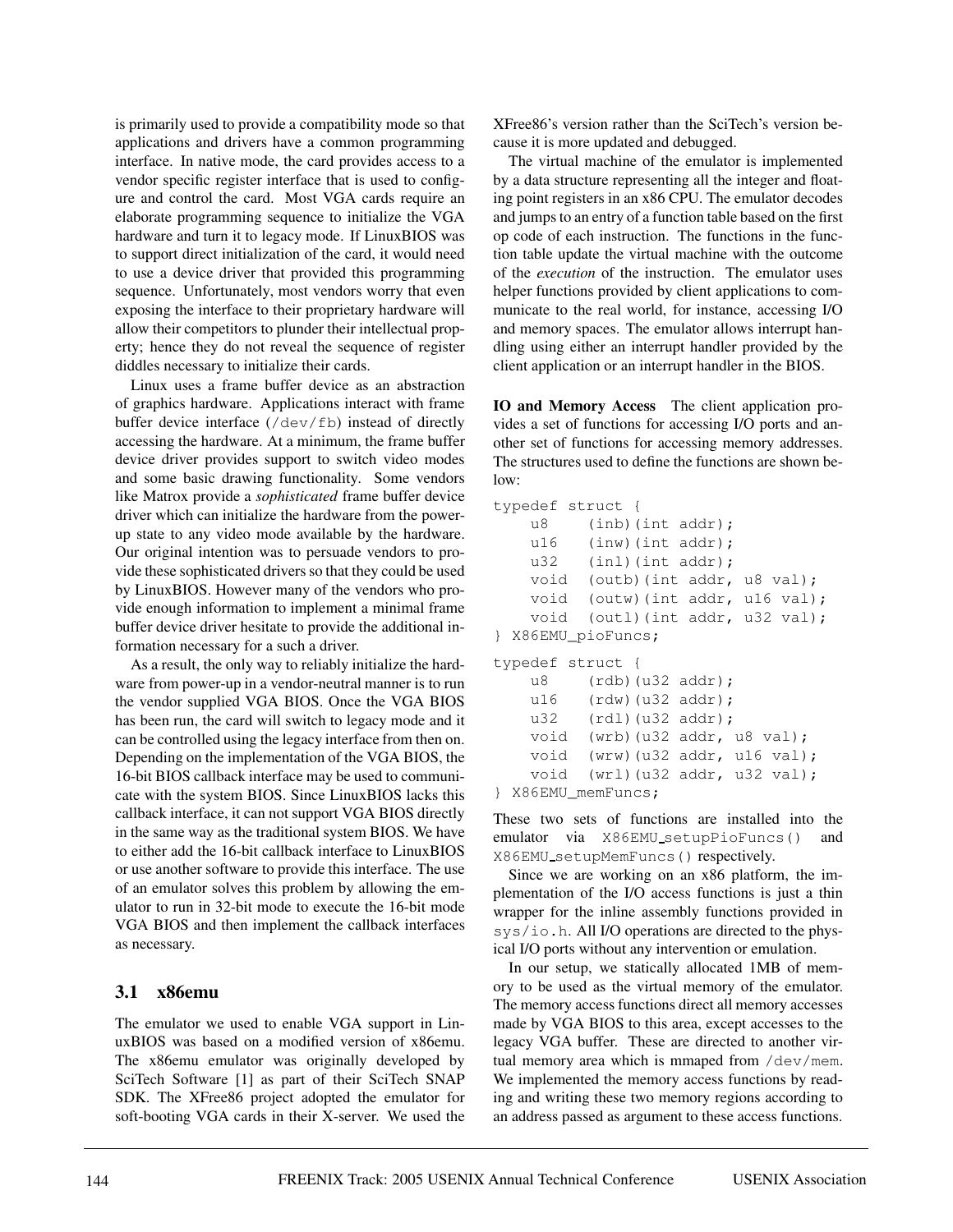is primarily used to provide a compatibility mode so that applications and drivers have a common programming interface. In native mode, the card provides access to a vendor specific register interface that is used to configure and control the card. Most VGA cards require an elaborate programming sequence to initialize the VGA hardware and turn it to legacy mode. If LinuxBIOS was to support direct initialization of the card, it would need to use a device driver that provided this programming sequence. Unfortunately, most vendors worry that even exposing the interface to their proprietary hardware will allow their competitors to plunder their intellectual property; hence they do not reveal the sequence of register diddles necessary to initialize their cards.

Linux uses a frame buffer device as an abstraction of graphics hardware. Applications interact with frame buffer device interface (`/dev/fb`) instead of directly accessing the hardware. At a minimum, the frame buffer device driver provides support to switch video modes and some basic drawing functionality. Some vendors like Matrox provide a *sophisticated* frame buffer device driver which can initialize the hardware from the power-up state to any video mode available by the hardware. Our original intention was to persuade vendors to provide these sophisticated drivers so that they could be used by LinuxBIOS. However many of the vendors who provide enough information to implement a minimal frame buffer device driver hesitate to provide the additional information necessary for a such a driver.

As a result, the only way to reliably initialize the hardware from power-up in a vendor-neutral manner is to run the vendor supplied VGA BIOS. Once the VGA BIOS has been run, the card will switch to legacy mode and it can be controlled using the legacy interface from then on. Depending on the implementation of the VGA BIOS, the 16-bit BIOS callback interface may be used to communicate with the system BIOS. Since LinuxBIOS lacks this callback interface, it can not support VGA BIOS directly in the same way as the traditional system BIOS. We have to either add the 16-bit callback interface to LinuxBIOS or use another software to provide this interface. The use of an emulator solves this problem by allowing the emulator to run in 32-bit mode to execute the 16-bit mode VGA BIOS and then implement the callback interfaces as necessary.

## 3.1 x86emu

The emulator we used to enable VGA support in LinuxBIOS was based on a modified version of x86emu. The x86emu emulator was originally developed by SciTech Software [1] as part of their SciTech SNAP SDK. The XFree86 project adopted the emulator for soft-booting VGA cards in their X-server. We used the XFree86's version rather than the SciTech's version because it is more updated and debugged.

The virtual machine of the emulator is implemented by a data structure representing all the integer and floating point registers in an x86 CPU. The emulator decodes and jumps to an entry of a function table based on the first op code of each instruction. The functions in the function table update the virtual machine with the outcome of the *execution* of the instruction. The emulator uses helper functions provided by client applications to communicate to the real world, for instance, accessing I/O and memory spaces. The emulator allows interrupt handling using either an interrupt handler provided by the client application or an interrupt handler in the BIOS.

**IO and Memory Access** The client application provides a set of functions for accessing I/O ports and another set of functions for accessing memory addresses. The structures used to define the functions are shown below:

```
typedef struct {
    u8    (inb)(int addr);
    u16   (inw)(int addr);
    u32   (inl)(int addr);
    void  (outb)(int addr, u8 val);
    void  (outw)(int addr, u16 val);
    void  (outl)(int addr, u32 val);
} X86EMU_pioFuncs;

typedef struct {
    u8    (rdb)(u32 addr);
    u16   (rdw)(u32 addr);
    u32   (rdl)(u32 addr);
    void  (wrb)(u32 addr, u8 val);
    void  (wrw)(u32 addr, u16 val);
    void  (wrl)(u32 addr, u32 val);
} X86EMU_memFuncs;
```

These two sets of functions are installed into the emulator via `X86EMU_setupPioFuncs()` and `X86EMU_setupMemFuncs()` respectively.

Since we are working on an x86 platform, the implementation of the I/O access functions is just a thin wrapper for the inline assembly functions provided in `sys/io.h`. All I/O operations are directed to the physical I/O ports without any intervention or emulation.

In our setup, we statically allocated 1MB of memory to be used as the virtual memory of the emulator. The memory access functions direct all memory accesses made by VGA BIOS to this area, except accesses to the legacy VGA buffer. These are directed to another virtual memory area which is mmaped from `/dev/mem`. We implemented the memory access functions by reading and writing these two memory regions according to an address passed as argument to these access functions.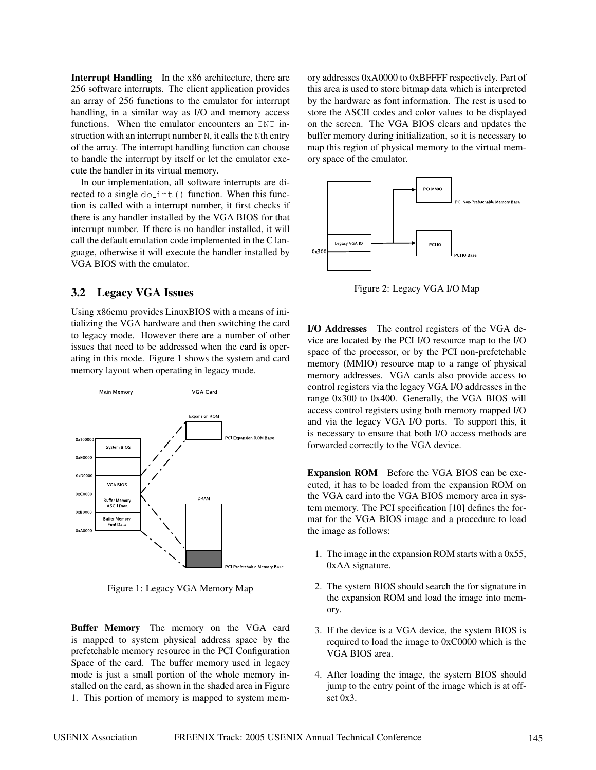**Interrupt Handling** In the x86 architecture, there are 256 software interrupts. The client application provides an array of 256 functions to the emulator for interrupt handling, in a similar way as I/O and memory access functions. When the emulator encounters an `INT` instruction with an interrupt number `N`, it calls the `N`th entry of the array. The interrupt handling function can choose to handle the interrupt by itself or let the emulator execute the handler in its virtual memory.

In our implementation, all software interrupts are directed to a single `do_int()` function. When this function is called with a interrupt number, it first checks if there is any handler installed by the VGA BIOS for that interrupt number. If there is no handler installed, it will call the default emulation code implemented in the C language, otherwise it will execute the handler installed by VGA BIOS with the emulator.

## 3.2 Legacy VGA Issues

Using x86emu provides LinuxBIOS with a means of initializing the VGA hardware and then switching the card to legacy mode. However there are a number of other issues that need to be addressed when the card is operating in this mode. Figure 1 shows the system and card memory layout when operating in legacy mode.

Figure 1: Legacy VGA Memory Map

**Buffer Memory** The memory on the VGA card is mapped to system physical address space by the prefetchable memory resource in the PCI Configuration Space of the card. The buffer memory used in legacy mode is just a small portion of the whole memory installed on the card, as shown in the shaded area in Figure 1. This portion of memory is mapped to system memory addresses 0xA0000 to 0xBFFFF respectively. Part of this area is used to store bitmap data which is interpreted by the hardware as font information. The rest is used to store the ASCII codes and color values to be displayed on the screen. The VGA BIOS clears and updates the buffer memory during initialization, so it is necessary to map this region of physical memory to the virtual memory space of the emulator.

Figure 2: Legacy VGA I/O Map

**I/O Addresses** The control registers of the VGA device are located by the PCI I/O resource map to the I/O space of the processor, or by the PCI non-prefetchable memory (MMIO) resource map to a range of physical memory addresses. VGA cards also provide access to control registers via the legacy VGA I/O addresses in the range 0x300 to 0x400. Generally, the VGA BIOS will access control registers using both memory mapped I/O and via the legacy VGA I/O ports. To support this, it is necessary to ensure that both I/O access methods are forwarded correctly to the VGA device.

**Expansion ROM** Before the VGA BIOS can be executed, it has to be loaded from the expansion ROM on the VGA card into the VGA BIOS memory area in system memory. The PCI specification [10] defines the format for the VGA BIOS image and a procedure to load the image as follows:

1. The image in the expansion ROM starts with a 0x55, 0xAA signature.
2. The system BIOS should search the for signature in the expansion ROM and load the image into memory.
3. If the device is a VGA device, the system BIOS is required to load the image to 0xC0000 which is the VGA BIOS area.
4. After loading the image, the system BIOS should jump to the entry point of the image which is at offset 0x3.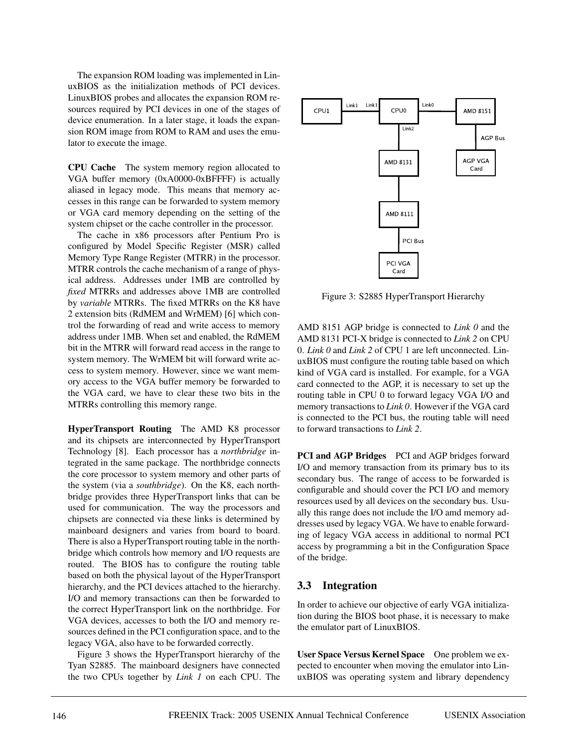The expansion ROM loading was implemented in LinuxBIOS as the initialization methods of PCI devices. LinuxBIOS probes and allocates the expansion ROM resources required by PCI devices in one of the stages of device enumeration. In a later stage, it loads the expansion ROM image from ROM to RAM and uses the emulator to execute the image.

**CPU Cache** The system memory region allocated to VGA buffer memory (0xA0000-0xBFFFF) is actually aliased in legacy mode. This means that memory accesses in this range can be forwarded to system memory or VGA card memory depending on the setting of the system chipset or the cache controller in the processor.

The cache in x86 processors after Pentium Pro is configured by Model Specific Register (MSR) called Memory Type Range Register (MTRR) in the processor. MTRR controls the cache mechanism of a range of physical address. Addresses under 1MB are controlled by *fixed* MTRRs and addresses above 1MB are controlled by *variable* MTRRs. The fixed MTRRs on the K8 have 2 extension bits (RdMEM and WrMEM) [6] which control the forwarding of read and write access to memory address under 1MB. When set and enabled, the RdMEM bit in the MTRR will forward read access in the range to system memory. The WrMEM bit will forward write access to system memory. However, since we want memory access to the VGA buffer memory be forwarded to the VGA card, we have to clear these two bits in the MTRRs controlling this memory range.

**HyperTransport Routing** The AMD K8 processor and its chipsets are interconnected by HyperTransport Technology [8]. Each processor has a *northbridge* integrated in the same package. The northbridge connects the core processor to system memory and other parts of the system (via a *southbridge*). On the K8, each northbridge provides three HyperTransport links that can be used for communication. The way the processors and chipsets are connected via these links is determined by mainboard designers and varies from board to board. There is also a HyperTransport routing table in the northbridge which controls how memory and I/O requests are routed. The BIOS has to configure the routing table based on both the physical layout of the HyperTransport hierarchy, and the PCI devices attached to the hierarchy. I/O and memory transactions can then be forwarded to the correct HyperTransport link on the northbridge. For VGA devices, accesses to both the I/O and memory resources defined in the PCI configuration space, and to the legacy VGA, also have to be forwarded correctly.

Figure 3 shows the HyperTransport hierarchy of the Tyan S2885. The mainboard designers have connected the two CPUs together by *Link 1* on each CPU. The

CPU1
Link1
Link1
CPU0
Link0
AMD 8151
Link2
AGP Bus
AMD 8131
AGP VGA Card
AMD 8111
PCI Bus
PCI VGA Card

Figure 3: S2885 HyperTransport Hierarchy

AMD 8151 AGP bridge is connected to *Link 0* and the AMD 8131 PCI-X bridge is connected to *Link 2* on CPU 0. *Link 0* and *Link 2* of CPU 1 are left unconnected. LinuxBIOS must configure the routing table based on which kind of VGA card is installed. For example, for a VGA card connected to the AGP, it is necessary to set up the routing table in CPU 0 to forward legacy VGA I/O and memory transactions to *Link 0*. However if the VGA card is connected to the PCI bus, the routing table will need to forward transactions to *Link 2*.

**PCI and AGP Bridges** PCI and AGP bridges forward I/O and memory transaction from its primary bus to its secondary bus. The range of access to be forwarded is configurable and should cover the PCI I/O and memory resources used by all devices on the secondary bus. Usually this range does not include the I/O amd memory addresses used by legacy VGA. We have to enable forwarding of legacy VGA access in additional to normal PCI access by programming a bit in the Configuration Space of the bridge.

### 3.3 Integration

In order to achieve our objective of early VGA initialization during the BIOS boot phase, it is necessary to make the emulator part of LinuxBIOS.

**User Space Versus Kernel Space** One problem we expected to encounter when moving the emulator into LinuxBIOS was operating system and library dependency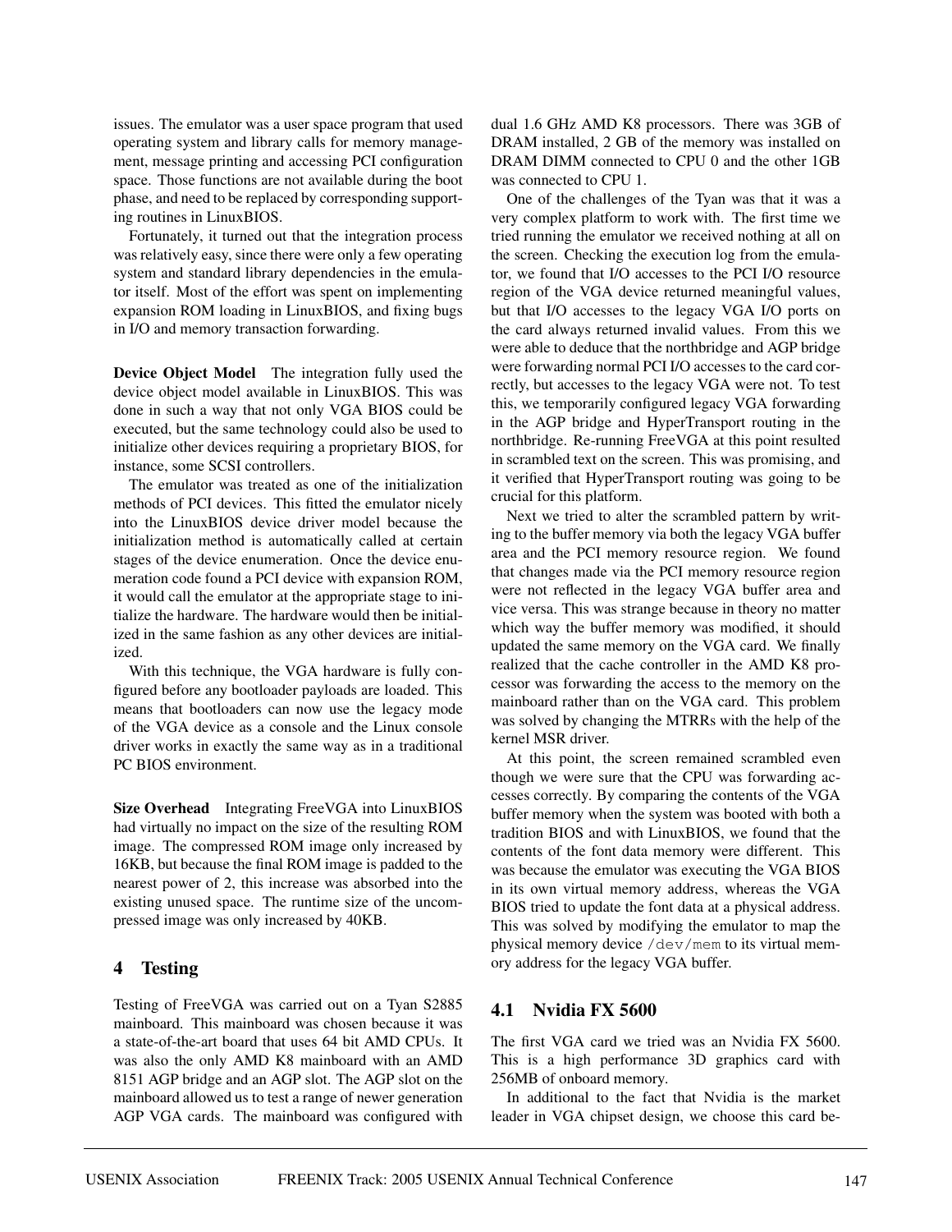issues. The emulator was a user space program that used operating system and library calls for memory management, message printing and accessing PCI configuration space. Those functions are not available during the boot phase, and need to be replaced by corresponding supporting routines in LinuxBIOS.

Fortunately, it turned out that the integration process was relatively easy, since there were only a few operating system and standard library dependencies in the emulator itself. Most of the effort was spent on implementing expansion ROM loading in LinuxBIOS, and fixing bugs in I/O and memory transaction forwarding.

**Device Object Model** The integration fully used the device object model available in LinuxBIOS. This was done in such a way that not only VGA BIOS could be executed, but the same technology could also be used to initialize other devices requiring a proprietary BIOS, for instance, some SCSI controllers.

The emulator was treated as one of the initialization methods of PCI devices. This fitted the emulator nicely into the LinuxBIOS device driver model because the initialization method is automatically called at certain stages of the device enumeration. Once the device enumeration code found a PCI device with expansion ROM, it would call the emulator at the appropriate stage to initialize the hardware. The hardware would then be initialized in the same fashion as any other devices are initialized.

With this technique, the VGA hardware is fully configured before any bootloader payloads are loaded. This means that bootloaders can now use the legacy mode of the VGA device as a console and the Linux console driver works in exactly the same way as in a traditional PC BIOS environment.

**Size Overhead** Integrating FreeVGA into LinuxBIOS had virtually no impact on the size of the resulting ROM image. The compressed ROM image only increased by 16KB, but because the final ROM image is padded to the nearest power of 2, this increase was absorbed into the existing unused space. The runtime size of the uncompressed image was only increased by 40KB.

## 4 Testing

Testing of FreeVGA was carried out on a Tyan S2885 mainboard. This mainboard was chosen because it was a state-of-the-art board that uses 64 bit AMD CPUs. It was also the only AMD K8 mainboard with an AMD 8151 AGP bridge and an AGP slot. The AGP slot on the mainboard allowed us to test a range of newer generation AGP VGA cards. The mainboard was configured with dual 1.6 GHz AMD K8 processors. There was 3GB of DRAM installed, 2 GB of the memory was installed on DRAM DIMM connected to CPU 0 and the other 1GB was connected to CPU 1.

One of the challenges of the Tyan was that it was a very complex platform to work with. The first time we tried running the emulator we received nothing at all on the screen. Checking the execution log from the emulator, we found that I/O accesses to the PCI I/O resource region of the VGA device returned meaningful values, but that I/O accesses to the legacy VGA I/O ports on the card always returned invalid values. From this we were able to deduce that the northbridge and AGP bridge were forwarding normal PCI I/O accesses to the card correctly, but accesses to the legacy VGA were not. To test this, we temporarily configured legacy VGA forwarding in the AGP bridge and HyperTransport routing in the northbridge. Re-running FreeVGA at this point resulted in scrambled text on the screen. This was promising, and it verified that HyperTransport routing was going to be crucial for this platform.

Next we tried to alter the scrambled pattern by writing to the buffer memory via both the legacy VGA buffer area and the PCI memory resource region. We found that changes made via the PCI memory resource region were not reflected in the legacy VGA buffer area and vice versa. This was strange because in theory no matter which way the buffer memory was modified, it should updated the same memory on the VGA card. We finally realized that the cache controller in the AMD K8 processor was forwarding the access to the memory on the mainboard rather than on the VGA card. This problem was solved by changing the MTRRs with the help of the kernel MSR driver.

At this point, the screen remained scrambled even though we were sure that the CPU was forwarding accesses correctly. By comparing the contents of the VGA buffer memory when the system was booted with both a tradition BIOS and with LinuxBIOS, we found that the contents of the font data memory were different. This was because the emulator was executing the VGA BIOS in its own virtual memory address, whereas the VGA BIOS tried to update the font data at a physical address. This was solved by modifying the emulator to map the physical memory device `/dev/mem` to its virtual memory address for the legacy VGA buffer.

### 4.1 Nvidia FX 5600

The first VGA card we tried was an Nvidia FX 5600. This is a high performance 3D graphics card with 256MB of onboard memory.

In additional to the fact that Nvidia is the market leader in VGA chipset design, we choose this card be-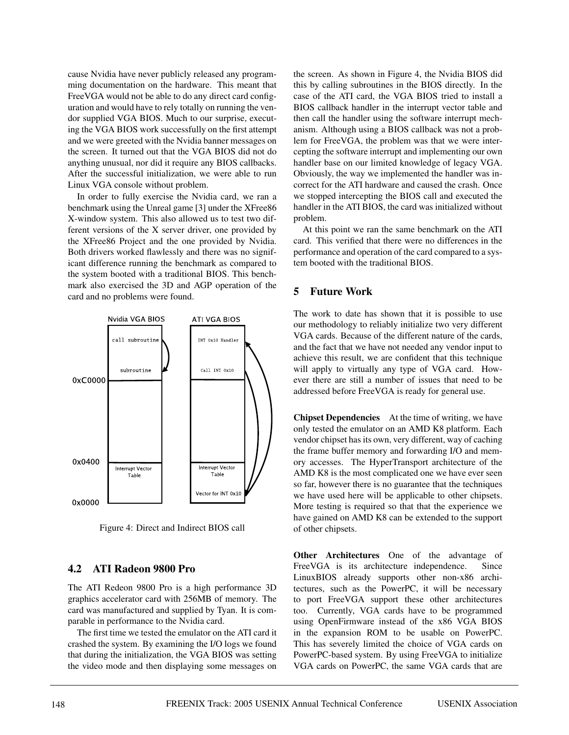cause Nvidia have never publicly released any programming documentation on the hardware. This meant that FreeVGA would not be able to do any direct card configuration and would have to rely totally on running the vendor supplied VGA BIOS. Much to our surprise, executing the VGA BIOS work successfully on the first attempt and we were greeted with the Nvidia banner messages on the screen. It turned out that the VGA BIOS did not do anything unusual, nor did it require any BIOS callbacks. After the successful initialization, we were able to run Linux VGA console without problem.

In order to fully exercise the Nvidia card, we ran a benchmark using the Unreal game [3] under the XFree86 X-window system. This also allowed us to test two different versions of the X server driver, one provided by the XFree86 Project and the one provided by Nvidia. Both drivers worked flawlessly and there was no significant difference running the benchmark as compared to the system booted with a traditional BIOS. This benchmark also exercised the 3D and AGP operation of the card and no problems were found.

Nvidia VGA BIOS

call subroutine

subroutine

ATI VGA BIOS

INT 0x10 Handler

Call INT 0x10

0xC0000

0x0400

Interrupt Vector Table

Interrupt Vector Table

Vector for INT 0x10

0x0000

Figure 4: Direct and Indirect BIOS call

## 4.2 ATI Radeon 9800 Pro

The ATI Redeon 9800 Pro is a high performance 3D graphics accelerator card with 256MB of memory. The card was manufactured and supplied by Tyan. It is comparable in performance to the Nvidia card.

The first time we tested the emulator on the ATI card it crashed the system. By examining the I/O logs we found that during the initialization, the VGA BIOS was setting the video mode and then displaying some messages on the screen. As shown in Figure 4, the Nvidia BIOS did this by calling subroutines in the BIOS directly. In the case of the ATI card, the VGA BIOS tried to install a BIOS callback handler in the interrupt vector table and then call the handler using the software interrupt mechanism. Although using a BIOS callback was not a problem for FreeVGA, the problem was that we were intercepting the software interrupt and implementing our own handler base on our limited knowledge of legacy VGA. Obviously, the way we implemented the handler was incorrect for the ATI hardware and caused the crash. Once we stopped intercepting the BIOS call and executed the handler in the ATI BIOS, the card was initialized without problem.

At this point we ran the same benchmark on the ATI card. This verified that there were no differences in the performance and operation of the card compared to a system booted with the traditional BIOS.

## 5 Future Work

The work to date has shown that it is possible to use our methodology to reliably initialize two very different VGA cards. Because of the different nature of the cards, and the fact that we have not needed any vendor input to achieve this result, we are confident that this technique will apply to virtually any type of VGA card. However there are still a number of issues that need to be addressed before FreeVGA is ready for general use.

**Chipset Dependencies** At the time of writing, we have only tested the emulator on an AMD K8 platform. Each vendor chipset has its own, very different, way of caching the frame buffer memory and forwarding I/O and memory accesses. The HyperTransport architecture of the AMD K8 is the most complicated one we have ever seen so far, however there is no guarantee that the techniques we have used here will be applicable to other chipsets. More testing is required so that that the experience we have gained on AMD K8 can be extended to the support of other chipsets.

**Other Architectures** One of the advantage of FreeVGA is its architecture independence. Since LinuxBIOS already supports other non-x86 architectures, such as the PowerPC, it will be necessary to port FreeVGA support these other architectures too. Currently, VGA cards have to be programmed using OpenFirmware instead of the x86 VGA BIOS in the expansion ROM to be usable on PowerPC. This has severely limited the choice of VGA cards on PowerPC-based system. By using FreeVGA to initialize VGA cards on PowerPC, the same VGA cards that are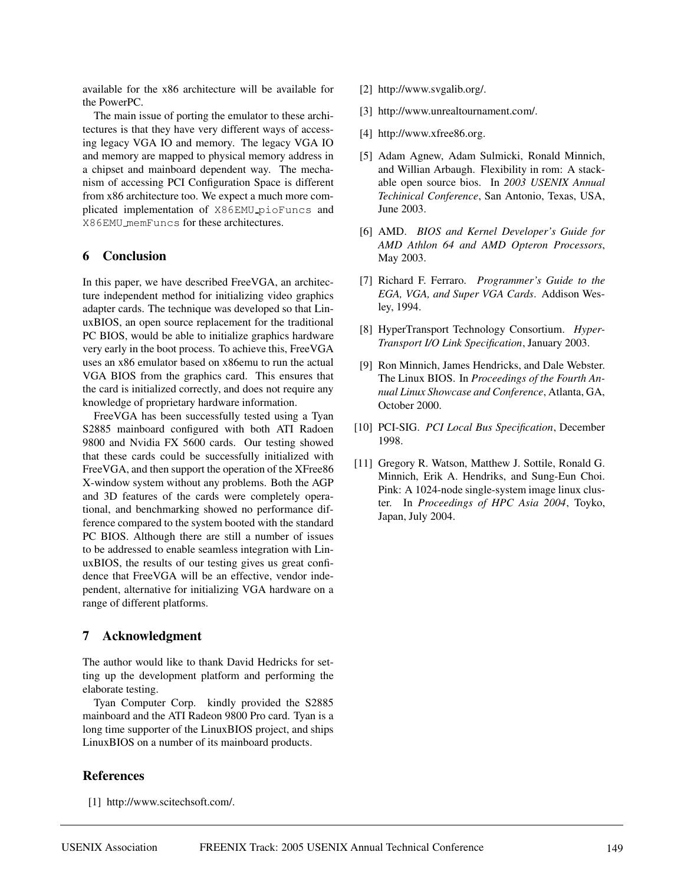available for the x86 architecture will be available for the PowerPC.

The main issue of porting the emulator to these architectures is that they have very different ways of accessing legacy VGA IO and memory. The legacy VGA IO and memory are mapped to physical memory address in a chipset and mainboard dependent way. The mechanism of accessing PCI Configuration Space is different from x86 architecture too. We expect a much more complicated implementation of `X86EMU_pioFuncs` and `X86EMU_memFuncs` for these architectures.

## 6 Conclusion

In this paper, we have described FreeVGA, an architecture independent method for initializing video graphics adapter cards. The technique was developed so that LinuxBIOS, an open source replacement for the traditional PC BIOS, would be able to initialize graphics hardware very early in the boot process. To achieve this, FreeVGA uses an x86 emulator based on x86emu to run the actual VGA BIOS from the graphics card. This ensures that the card is initialized correctly, and does not require any knowledge of proprietary hardware information.

FreeVGA has been successfully tested using a Tyan S2885 mainboard configured with both ATI Radoen 9800 and Nvidia FX 5600 cards. Our testing showed that these cards could be successfully initialized with FreeVGA, and then support the operation of the XFree86 X-window system without any problems. Both the AGP and 3D features of the cards were completely operational, and benchmarking showed no performance difference compared to the system booted with the standard PC BIOS. Although there are still a number of issues to be addressed to enable seamless integration with LinuxBIOS, the results of our testing gives us great confidence that FreeVGA will be an effective, vendor independent, alternative for initializing VGA hardware on a range of different platforms.

## 7 Acknowledgment

The author would like to thank David Hedricks for setting up the development platform and performing the elaborate testing.

Tyan Computer Corp. kindly provided the S2885 mainboard and the ATI Radeon 9800 Pro card. Tyan is a long time supporter of the LinuxBIOS project, and ships LinuxBIOS on a number of its mainboard products.

## References

[1] http://www.scitechsoft.com/.

[2] http://www.svgalib.org/.

[3] http://www.unrealtournament.com/.

[4] http://www.xfree86.org.

[5] Adam Agnew, Adam Sulmicki, Ronald Minnich, and Willian Arbaugh. Flexibility in rom: A stackable open source bios. In *2003 USENIX Annual Techinical Conference*, San Antonio, Texas, USA, June 2003.

[6] AMD. *BIOS and Kernel Developer's Guide for AMD Athlon 64 and AMD Opteron Processors*, May 2003.

[7] Richard F. Ferraro. *Programmer's Guide to the EGA, VGA, and Super VGA Cards*. Addison Wesley, 1994.

[8] HyperTransport Technology Consortium. *HyperTransport I/O Link Specification*, January 2003.

[9] Ron Minnich, James Hendricks, and Dale Webster. The Linux BIOS. In *Proceedings of the Fourth Annual Linux Showcase and Conference*, Atlanta, GA, October 2000.

[10] PCI-SIG. *PCI Local Bus Specification*, December 1998.

[11] Gregory R. Watson, Matthew J. Sottile, Ronald G. Minnich, Erik A. Hendriks, and Sung-Eun Choi. Pink: A 1024-node single-system image linux cluster. In *Proceedings of HPC Asia 2004*, Toyko, Japan, July 2004.